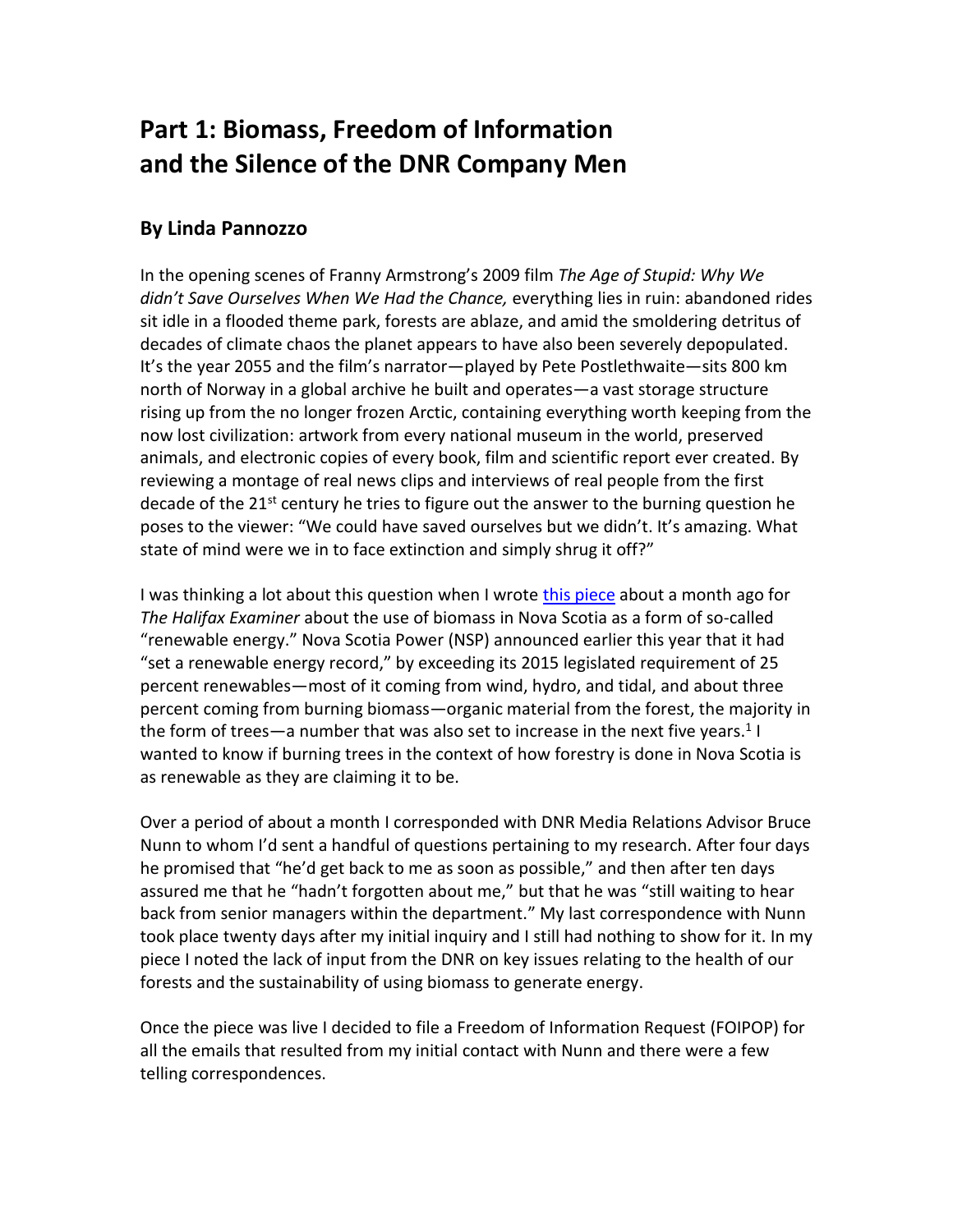# Part 1: Biomass, Freedom of Information and the Silence of the DNR Company Men

## By Linda Pannozzo

In the opening scenes of Franny Armstrong's 2009 film *The Age of Stupid: Why We didn't Save Ourselves When We Had the Chance,* everything lies in ruin: abandoned rides sit idle in a flooded theme park, forests are ablaze, and amid the smoldering detritus of decades of climate chaos the planet appears to have also been severely depopulated. It's the year 2055 and the film's narrator—played by Pete Postlethwaite—sits 800 km north of Norway in a global archive he built and operates—a vast storage structure rising up from the no longer frozen Arctic, containing everything worth keeping from the now lost civilization: artwork from every national museum in the world, preserved animals, and electronic copies of every book, film and scientific report ever created. By reviewing a montage of real news clips and interviews of real people from the first decade of the 21st century he tries to figure out the answer to the burning question he poses to the viewer: "We could have saved ourselves but we didn't. It's amazing. What state of mind were we in to face extinction and simply shrug it off?"

I was thinking a lot about this question when I wrote this piece about a month ago for *The Halifax Examiner* about the use of biomass in Nova Scotia as a form of so-called "renewable energy." Nova Scotia Power (NSP) announced earlier this year that it had "set a renewable energy record," by exceeding its 2015 legislated requirement of 25 percent renewables—most of it coming from wind, hydro, and tidal, and about three percent coming from burning biomass—organic material from the forest, the majority in the form of trees—a number that was also set to increase in the next five years.[1] I wanted to know if burning trees in the context of how forestry is done in Nova Scotia is as renewable as they are claiming it to be.

Over a period of about a month I corresponded with DNR Media Relations Advisor Bruce Nunn to whom I'd sent a handful of questions pertaining to my research. After four days he promised that "he'd get back to me as soon as possible," and then after ten days assured me that he "hadn't forgotten about me," but that he was "still waiting to hear back from senior managers within the department." My last correspondence with Nunn took place twenty days after my initial inquiry and I still had nothing to show for it. In my piece I noted the lack of input from the DNR on key issues relating to the health of our forests and the sustainability of using biomass to generate energy.

Once the piece was live I decided to file a Freedom of Information Request (FOIPOP) for all the emails that resulted from my initial contact with Nunn and there were a few telling correspondences.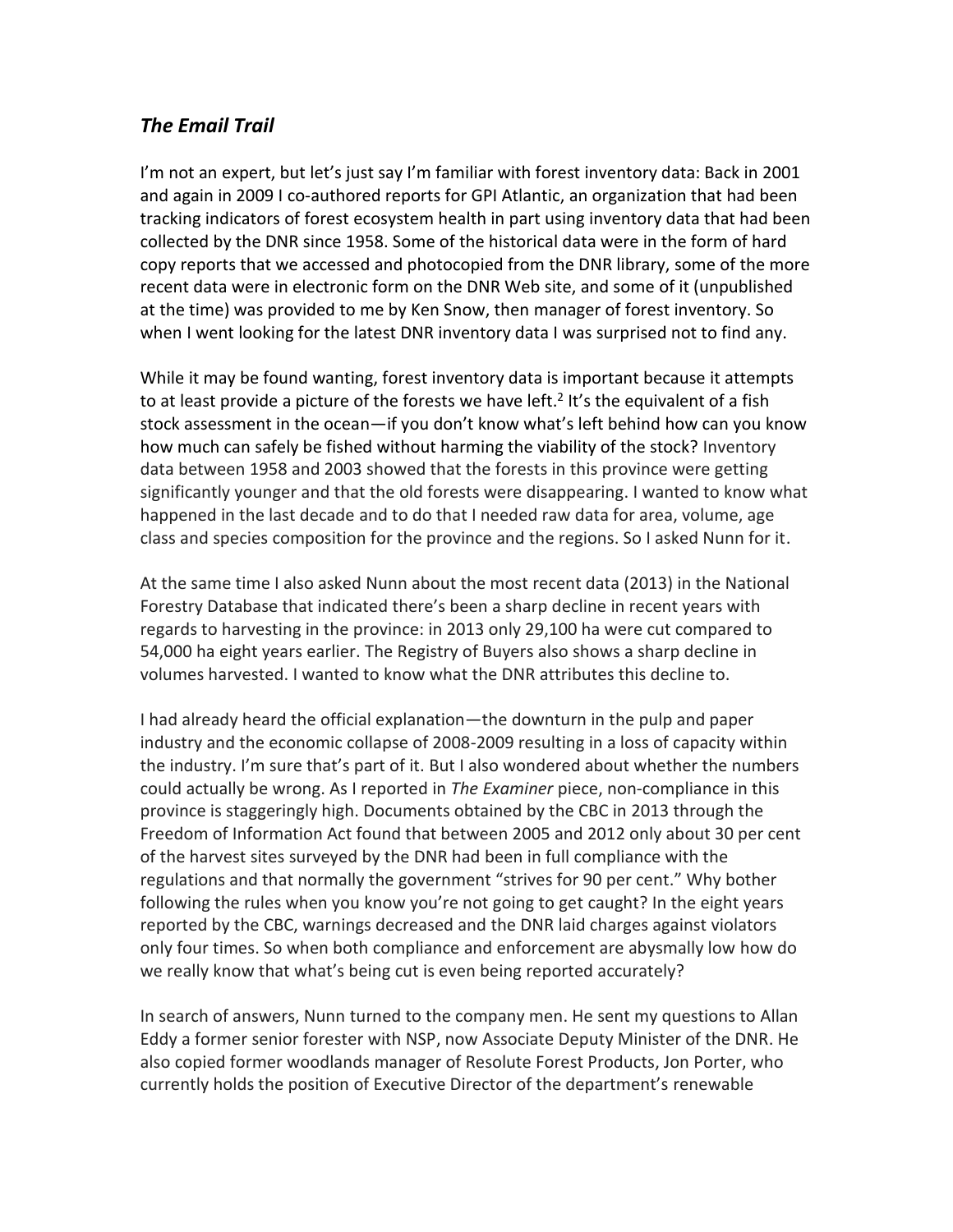## *The Email Trail*

I'm not an expert, but let's just say I'm familiar with forest inventory data: Back in 2001 and again in 2009 I co-authored reports for GPI Atlantic, an organization that had been tracking indicators of forest ecosystem health in part using inventory data that had been collected by the DNR since 1958. Some of the historical data were in the form of hard copy reports that we accessed and photocopied from the DNR library, some of the more recent data were in electronic form on the DNR Web site, and some of it (unpublished at the time) was provided to me by Ken Snow, then manager of forest inventory. So when I went looking for the latest DNR inventory data I was surprised not to find any.

While it may be found wanting, forest inventory data is important because it attempts to at least provide a picture of the forests we have left.[2] It's the equivalent of a fish stock assessment in the ocean—if you don't know what's left behind how can you know how much can safely be fished without harming the viability of the stock? Inventory data between 1958 and 2003 showed that the forests in this province were getting significantly younger and that the old forests were disappearing. I wanted to know what happened in the last decade and to do that I needed raw data for area, volume, age class and species composition for the province and the regions. So I asked Nunn for it.

At the same time I also asked Nunn about the most recent data (2013) in the National Forestry Database that indicated there's been a sharp decline in recent years with regards to harvesting in the province: in 2013 only 29,100 ha were cut compared to 54,000 ha eight years earlier. The Registry of Buyers also shows a sharp decline in volumes harvested. I wanted to know what the DNR attributes this decline to.

I had already heard the official explanation—the downturn in the pulp and paper industry and the economic collapse of 2008-2009 resulting in a loss of capacity within the industry. I'm sure that's part of it. But I also wondered about whether the numbers could actually be wrong. As I reported in *The Examiner* piece, non-compliance in this province is staggeringly high. Documents obtained by the CBC in 2013 through the Freedom of Information Act found that between 2005 and 2012 only about 30 per cent of the harvest sites surveyed by the DNR had been in full compliance with the regulations and that normally the government "strives for 90 per cent." Why bother following the rules when you know you're not going to get caught? In the eight years reported by the CBC, warnings decreased and the DNR laid charges against violators only four times. So when both compliance and enforcement are abysmally low how do we really know that what's being cut is even being reported accurately?

In search of answers, Nunn turned to the company men. He sent my questions to Allan Eddy a former senior forester with NSP, now Associate Deputy Minister of the DNR. He also copied former woodlands manager of Resolute Forest Products, Jon Porter, who currently holds the position of Executive Director of the department's renewable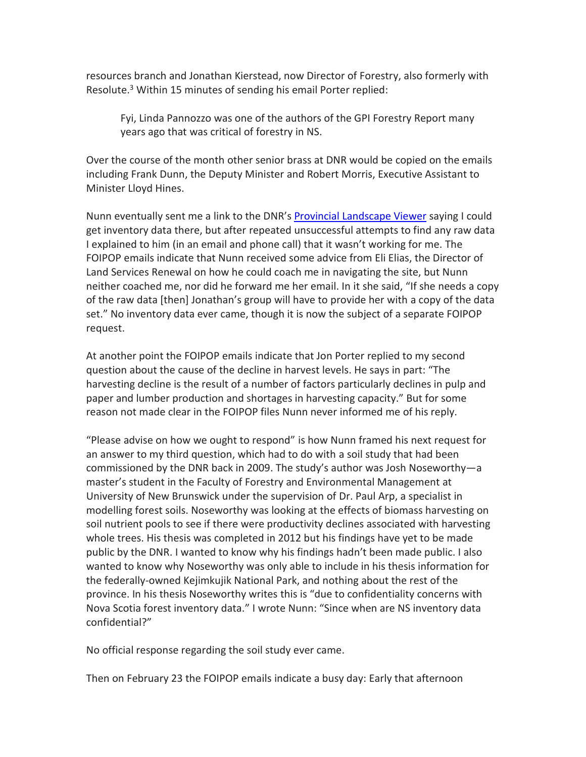resources branch and Jonathan Kierstead, now Director of Forestry, also formerly with Resolute.[3] Within 15 minutes of sending his email Porter replied:

> Fyi, Linda Pannozzo was one of the authors of the GPI Forestry Report many years ago that was critical of forestry in NS.

Over the course of the month other senior brass at DNR would be copied on the emails including Frank Dunn, the Deputy Minister and Robert Morris, Executive Assistant to Minister Lloyd Hines.

Nunn eventually sent me a link to the DNR's [Provincial Landscape Viewer] saying I could get inventory data there, but after repeated unsuccessful attempts to find any raw data I explained to him (in an email and phone call) that it wasn't working for me. The FOIPOP emails indicate that Nunn received some advice from Eli Elias, the Director of Land Services Renewal on how he could coach me in navigating the site, but Nunn neither coached me, nor did he forward me her email. In it she said, "If she needs a copy of the raw data [then] Jonathan's group will have to provide her with a copy of the data set." No inventory data ever came, though it is now the subject of a separate FOIPOP request.

At another point the FOIPOP emails indicate that Jon Porter replied to my second question about the cause of the decline in harvest levels. He says in part: "The harvesting decline is the result of a number of factors particularly declines in pulp and paper and lumber production and shortages in harvesting capacity." But for some reason not made clear in the FOIPOP files Nunn never informed me of his reply.

"Please advise on how we ought to respond" is how Nunn framed his next request for an answer to my third question, which had to do with a soil study that had been commissioned by the DNR back in 2009. The study's author was Josh Noseworthy—a master's student in the Faculty of Forestry and Environmental Management at University of New Brunswick under the supervision of Dr. Paul Arp, a specialist in modelling forest soils. Noseworthy was looking at the effects of biomass harvesting on soil nutrient pools to see if there were productivity declines associated with harvesting whole trees. His thesis was completed in 2012 but his findings have yet to be made public by the DNR. I wanted to know why his findings hadn't been made public. I also wanted to know why Noseworthy was only able to include in his thesis information for the federally-owned Kejimkujik National Park, and nothing about the rest of the province. In his thesis Noseworthy writes this is "due to confidentiality concerns with Nova Scotia forest inventory data." I wrote Nunn: "Since when are NS inventory data confidential?"

No official response regarding the soil study ever came.

Then on February 23 the FOIPOP emails indicate a busy day: Early that afternoon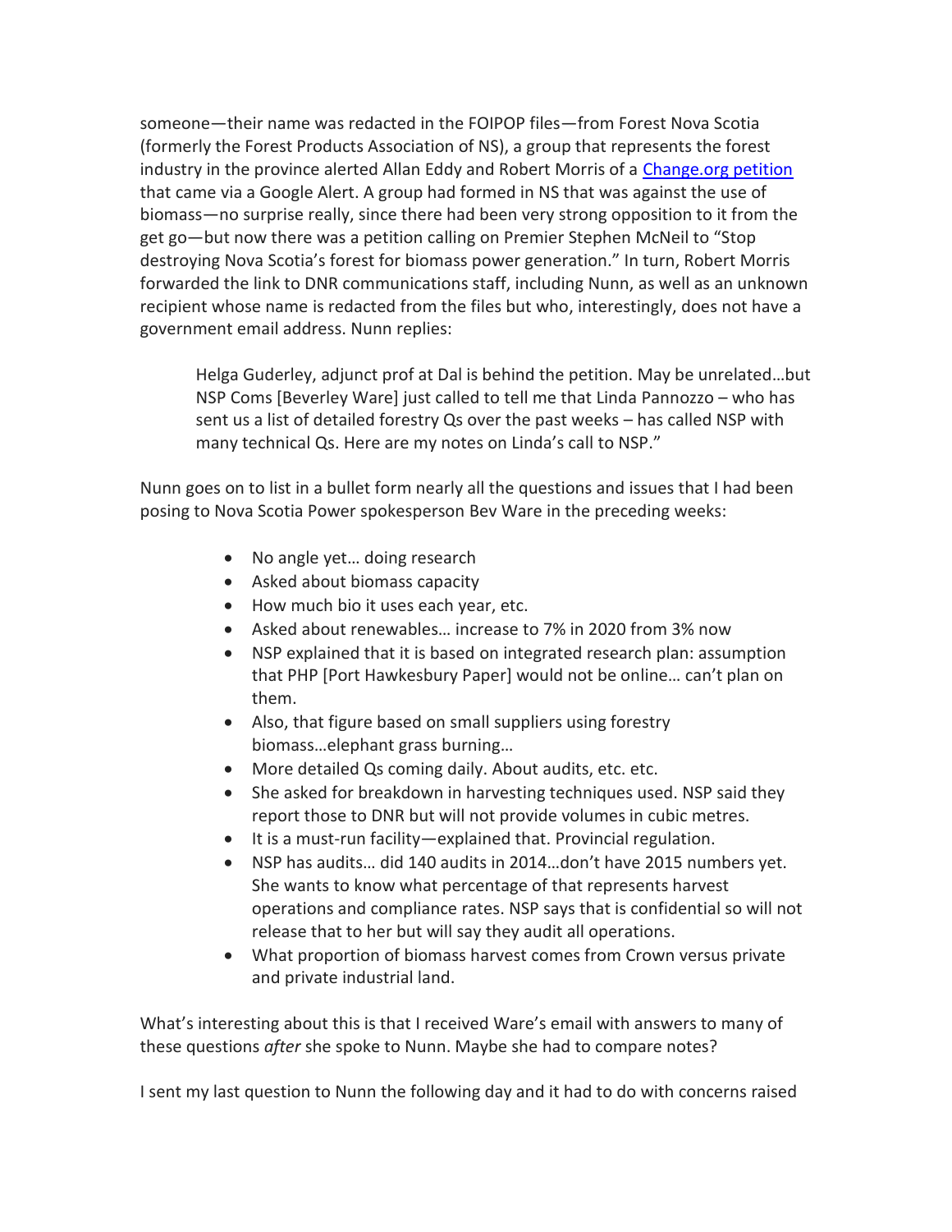someone—their name was redacted in the FOIPOP files—from Forest Nova Scotia (formerly the Forest Products Association of NS), a group that represents the forest industry in the province alerted Allan Eddy and Robert Morris of a [Change.org petition] that came via a Google Alert. A group had formed in NS that was against the use of biomass—no surprise really, since there had been very strong opposition to it from the get go—but now there was a petition calling on Premier Stephen McNeil to "Stop destroying Nova Scotia's forest for biomass power generation." In turn, Robert Morris forwarded the link to DNR communications staff, including Nunn, as well as an unknown recipient whose name is redacted from the files but who, interestingly, does not have a government email address. Nunn replies:

> Helga Guderley, adjunct prof at Dal is behind the petition. May be unrelated…but NSP Coms [Beverley Ware] just called to tell me that Linda Pannozzo – who has sent us a list of detailed forestry Qs over the past weeks – has called NSP with many technical Qs. Here are my notes on Linda's call to NSP."

Nunn goes on to list in a bullet form nearly all the questions and issues that I had been posing to Nova Scotia Power spokesperson Bev Ware in the preceding weeks:

- No angle yet… doing research
- Asked about biomass capacity
- How much bio it uses each year, etc.
- Asked about renewables… increase to 7% in 2020 from 3% now
- NSP explained that it is based on integrated research plan: assumption that PHP [Port Hawkesbury Paper] would not be online… can't plan on them.
- Also, that figure based on small suppliers using forestry biomass…elephant grass burning…
- More detailed Qs coming daily. About audits, etc. etc.
- She asked for breakdown in harvesting techniques used. NSP said they report those to DNR but will not provide volumes in cubic metres.
- It is a must-run facility—explained that. Provincial regulation.
- NSP has audits… did 140 audits in 2014…don't have 2015 numbers yet. She wants to know what percentage of that represents harvest operations and compliance rates. NSP says that is confidential so will not release that to her but will say they audit all operations.
- What proportion of biomass harvest comes from Crown versus private and private industrial land.

What's interesting about this is that I received Ware's email with answers to many of these questions *after* she spoke to Nunn. Maybe she had to compare notes?

I sent my last question to Nunn the following day and it had to do with concerns raised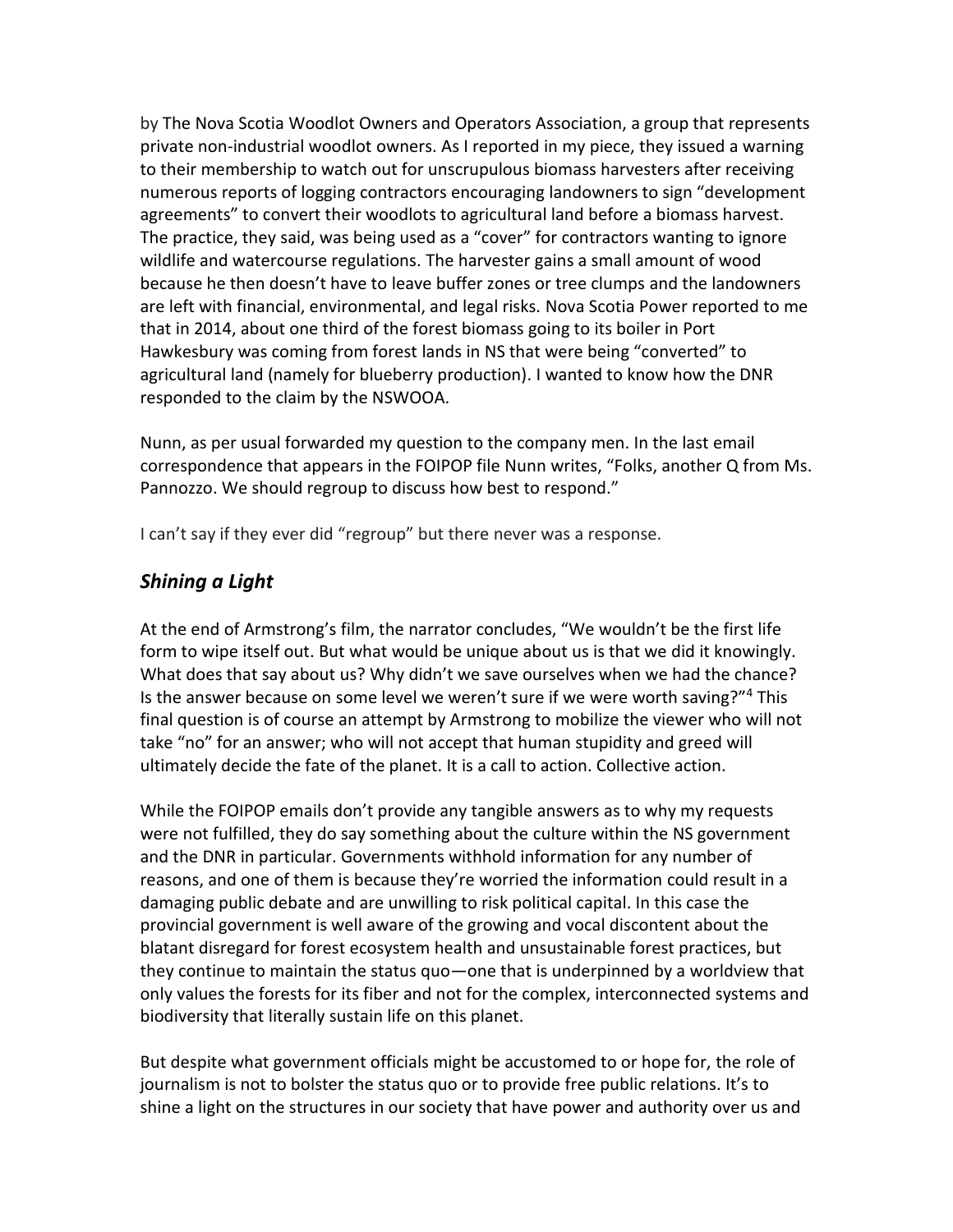by The Nova Scotia Woodlot Owners and Operators Association, a group that represents private non-industrial woodlot owners. As I reported in my piece, they issued a warning to their membership to watch out for unscrupulous biomass harvesters after receiving numerous reports of logging contractors encouraging landowners to sign "development agreements" to convert their woodlots to agricultural land before a biomass harvest. The practice, they said, was being used as a "cover" for contractors wanting to ignore wildlife and watercourse regulations. The harvester gains a small amount of wood because he then doesn't have to leave buffer zones or tree clumps and the landowners are left with financial, environmental, and legal risks. Nova Scotia Power reported to me that in 2014, about one third of the forest biomass going to its boiler in Port Hawkesbury was coming from forest lands in NS that were being "converted" to agricultural land (namely for blueberry production). I wanted to know how the DNR responded to the claim by the NSWOOA.

Nunn, as per usual forwarded my question to the company men. In the last email correspondence that appears in the FOIPOP file Nunn writes, "Folks, another Q from Ms. Pannozzo. We should regroup to discuss how best to respond."

I can't say if they ever did "regroup" but there never was a response.

## *Shining a Light*

At the end of Armstrong's film, the narrator concludes, "We wouldn't be the first life form to wipe itself out. But what would be unique about us is that we did it knowingly. What does that say about us? Why didn't we save ourselves when we had the chance? Is the answer because on some level we weren't sure if we were worth saving?"[4] This final question is of course an attempt by Armstrong to mobilize the viewer who will not take "no" for an answer; who will not accept that human stupidity and greed will ultimately decide the fate of the planet. It is a call to action. Collective action.

While the FOIPOP emails don't provide any tangible answers as to why my requests were not fulfilled, they do say something about the culture within the NS government and the DNR in particular. Governments withhold information for any number of reasons, and one of them is because they're worried the information could result in a damaging public debate and are unwilling to risk political capital. In this case the provincial government is well aware of the growing and vocal discontent about the blatant disregard for forest ecosystem health and unsustainable forest practices, but they continue to maintain the status quo—one that is underpinned by a worldview that only values the forests for its fiber and not for the complex, interconnected systems and biodiversity that literally sustain life on this planet.

But despite what government officials might be accustomed to or hope for, the role of journalism is not to bolster the status quo or to provide free public relations. It's to shine a light on the structures in our society that have power and authority over us and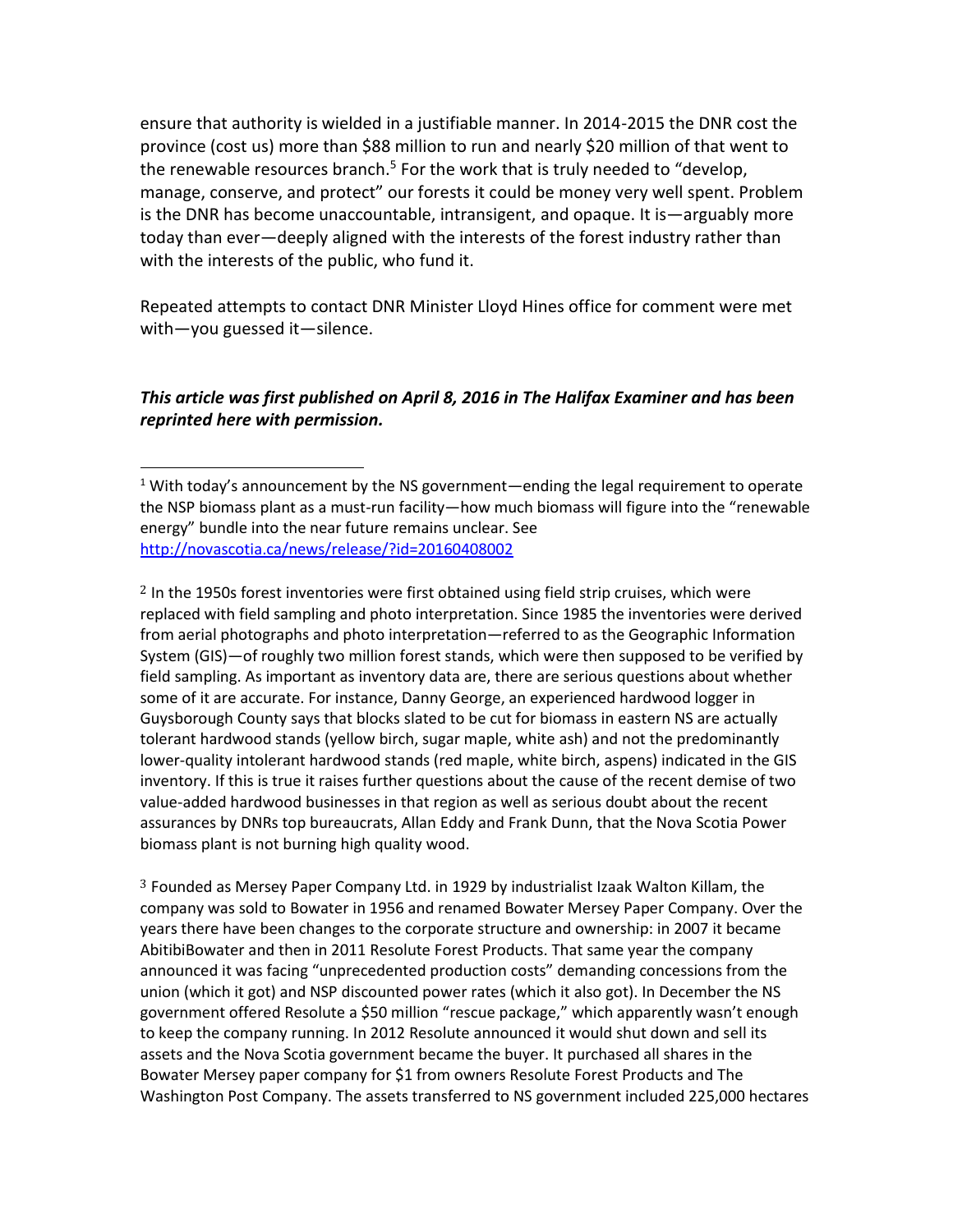ensure that authority is wielded in a justifiable manner. In 2014-2015 the DNR cost the province (cost us) more than $88 million to run and nearly $20 million of that went to the renewable resources branch.[5] For the work that is truly needed to "develop, manage, conserve, and protect" our forests it could be money very well spent. Problem is the DNR has become unaccountable, intransigent, and opaque. It is—arguably more today than ever—deeply aligned with the interests of the forest industry rather than with the interests of the public, who fund it.

Repeated attempts to contact DNR Minister Lloyd Hines office for comment were met with—you guessed it—silence.

***This article was first published on April 8, 2016 in The Halifax Examiner and has been reprinted here with permission.***

---

[1] With today's announcement by the NS government—ending the legal requirement to operate the NSP biomass plant as a must-run facility—how much biomass will figure into the "renewable energy" bundle into the near future remains unclear. See http://novascotia.ca/news/release/?id=20160408002

[2] In the 1950s forest inventories were first obtained using field strip cruises, which were replaced with field sampling and photo interpretation. Since 1985 the inventories were derived from aerial photographs and photo interpretation—referred to as the Geographic Information System (GIS)—of roughly two million forest stands, which were then supposed to be verified by field sampling. As important as inventory data are, there are serious questions about whether some of it are accurate. For instance, Danny George, an experienced hardwood logger in Guysborough County says that blocks slated to be cut for biomass in eastern NS are actually tolerant hardwood stands (yellow birch, sugar maple, white ash) and not the predominantly lower-quality intolerant hardwood stands (red maple, white birch, aspens) indicated in the GIS inventory. If this is true it raises further questions about the cause of the recent demise of two value-added hardwood businesses in that region as well as serious doubt about the recent assurances by DNRs top bureaucrats, Allan Eddy and Frank Dunn, that the Nova Scotia Power biomass plant is not burning high quality wood.

[3] Founded as Mersey Paper Company Ltd. in 1929 by industrialist Izaak Walton Killam, the company was sold to Bowater in 1956 and renamed Bowater Mersey Paper Company. Over the years there have been changes to the corporate structure and ownership: in 2007 it became AbitibiBowater and then in 2011 Resolute Forest Products. That same year the company announced it was facing "unprecedented production costs" demanding concessions from the union (which it got) and NSP discounted power rates (which it also got). In December the NS government offered Resolute a $50 million "rescue package," which apparently wasn't enough to keep the company running. In 2012 Resolute announced it would shut down and sell its assets and the Nova Scotia government became the buyer. It purchased all shares in the Bowater Mersey paper company for $1 from owners Resolute Forest Products and The Washington Post Company. The assets transferred to NS government included 225,000 hectares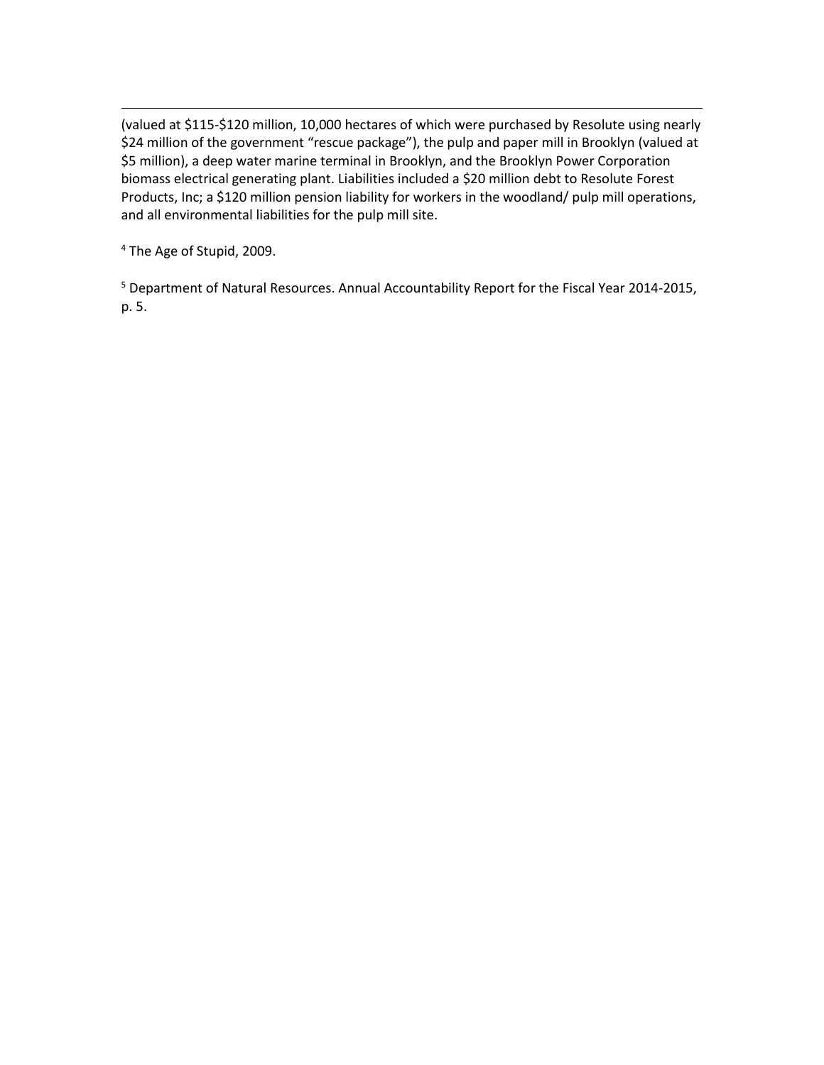(valued at $115-$120 million, 10,000 hectares of which were purchased by Resolute using nearly $24 million of the government "rescue package"), the pulp and paper mill in Brooklyn (valued at $5 million), a deep water marine terminal in Brooklyn, and the Brooklyn Power Corporation biomass electrical generating plant. Liabilities included a $20 million debt to Resolute Forest Products, Inc; a $120 million pension liability for workers in the woodland/ pulp mill operations, and all environmental liabilities for the pulp mill site.

[4] The Age of Stupid, 2009.

[5] Department of Natural Resources. Annual Accountability Report for the Fiscal Year 2014-2015, p. 5.